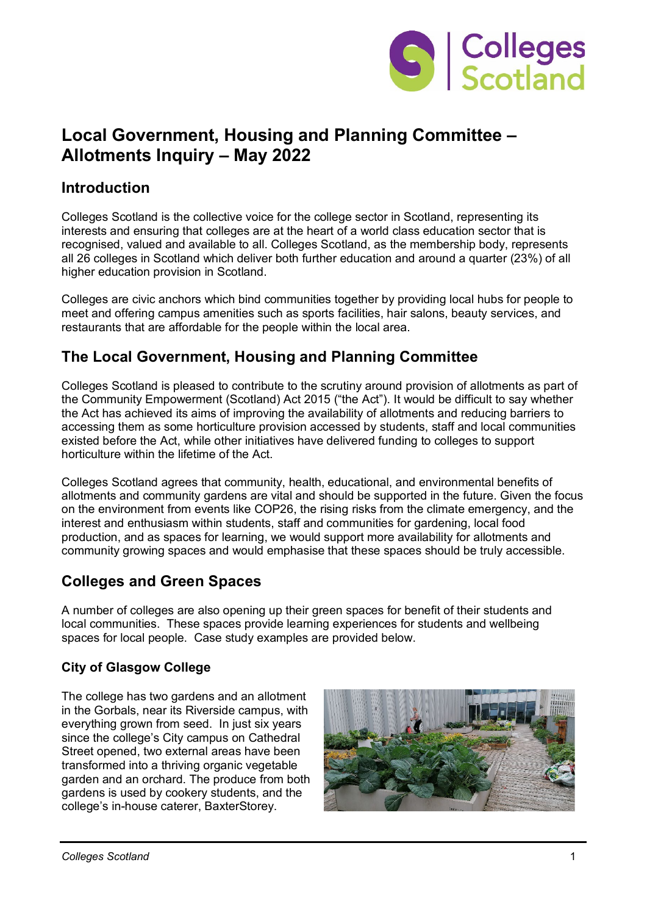# Local Government, Housing and Planning Committee – Allotments Inquiry – May 2022

## Introduction

Colleges Scotland is the collective voice for the college sector in Scotland, representing its interests and ensuring that colleges are at the heart of a world class education sector that is recognised, valued and available to all. Colleges Scotland, as the membership body, represents all 26 colleges in Scotland which deliver both further education and around a quarter (23%) of all higher education provision in Scotland.

Colleges are civic anchors which bind communities together by providing local hubs for people to meet and offering campus amenities such as sports facilities, hair salons, beauty services, and restaurants that are affordable for the people within the local area.

## The Local Government, Housing and Planning Committee

Colleges Scotland is pleased to contribute to the scrutiny around provision of allotments as part of the Community Empowerment (Scotland) Act 2015 ("the Act"). It would be difficult to say whether the Act has achieved its aims of improving the availability of allotments and reducing barriers to accessing them as some horticulture provision accessed by students, staff and local communities existed before the Act, while other initiatives have delivered funding to colleges to support horticulture within the lifetime of the Act.

Colleges Scotland agrees that community, health, educational, and environmental benefits of allotments and community gardens are vital and should be supported in the future. Given the focus on the environment from events like COP26, the rising risks from the climate emergency, and the interest and enthusiasm within students, staff and communities for gardening, local food production, and as spaces for learning, we would support more availability for allotments and community growing spaces and would emphasise that these spaces should be truly accessible.

## Colleges and Green Spaces

A number of colleges are also opening up their green spaces for benefit of their students and local communities. These spaces provide learning experiences for students and wellbeing spaces for local people. Case study examples are provided below.

### City of Glasgow College

The college has two gardens and an allotment in the Gorbals, near its Riverside campus, with everything grown from seed. In just six years since the college's City campus on Cathedral Street opened, two external areas have been transformed into a thriving organic vegetable garden and an orchard. The produce from both gardens is used by cookery students, and the college's in-house caterer, BaxterStorey.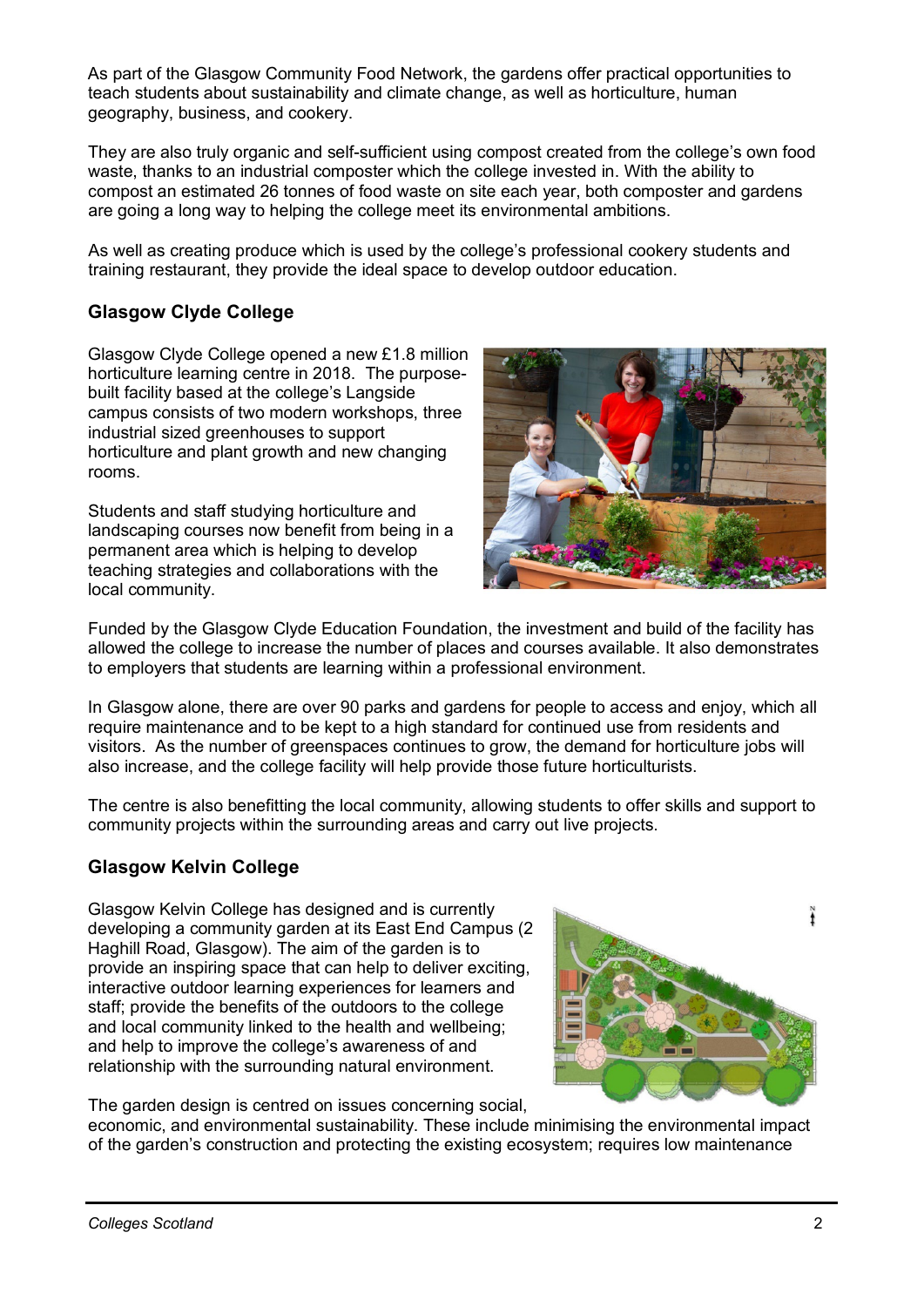As part of the Glasgow Community Food Network, the gardens offer practical opportunities to teach students about sustainability and climate change, as well as horticulture, human geography, business, and cookery.

They are also truly organic and self-sufficient using compost created from the college's own food waste, thanks to an industrial composter which the college invested in. With the ability to compost an estimated 26 tonnes of food waste on site each year, both composter and gardens are going a long way to helping the college meet its environmental ambitions.

As well as creating produce which is used by the college's professional cookery students and training restaurant, they provide the ideal space to develop outdoor education.

## Glasgow Clyde College

Glasgow Clyde College opened a new £1.8 million horticulture learning centre in 2018. The purpose-built facility based at the college's Langside campus consists of two modern workshops, three industrial sized greenhouses to support horticulture and plant growth and new changing rooms.

Students and staff studying horticulture and landscaping courses now benefit from being in a permanent area which is helping to develop teaching strategies and collaborations with the local community.

Funded by the Glasgow Clyde Education Foundation, the investment and build of the facility has allowed the college to increase the number of places and courses available. It also demonstrates to employers that students are learning within a professional environment.

In Glasgow alone, there are over 90 parks and gardens for people to access and enjoy, which all require maintenance and to be kept to a high standard for continued use from residents and visitors. As the number of greenspaces continues to grow, the demand for horticulture jobs will also increase, and the college facility will help provide those future horticulturists.

The centre is also benefitting the local community, allowing students to offer skills and support to community projects within the surrounding areas and carry out live projects.

## Glasgow Kelvin College

Glasgow Kelvin College has designed and is currently developing a community garden at its East End Campus (2 Haghill Road, Glasgow). The aim of the garden is to provide an inspiring space that can help to deliver exciting, interactive outdoor learning experiences for learners and staff; provide the benefits of the outdoors to the college and local community linked to the health and wellbeing; and help to improve the college's awareness of and relationship with the surrounding natural environment.

The garden design is centred on issues concerning social, economic, and environmental sustainability. These include minimising the environmental impact of the garden's construction and protecting the existing ecosystem; requires low maintenance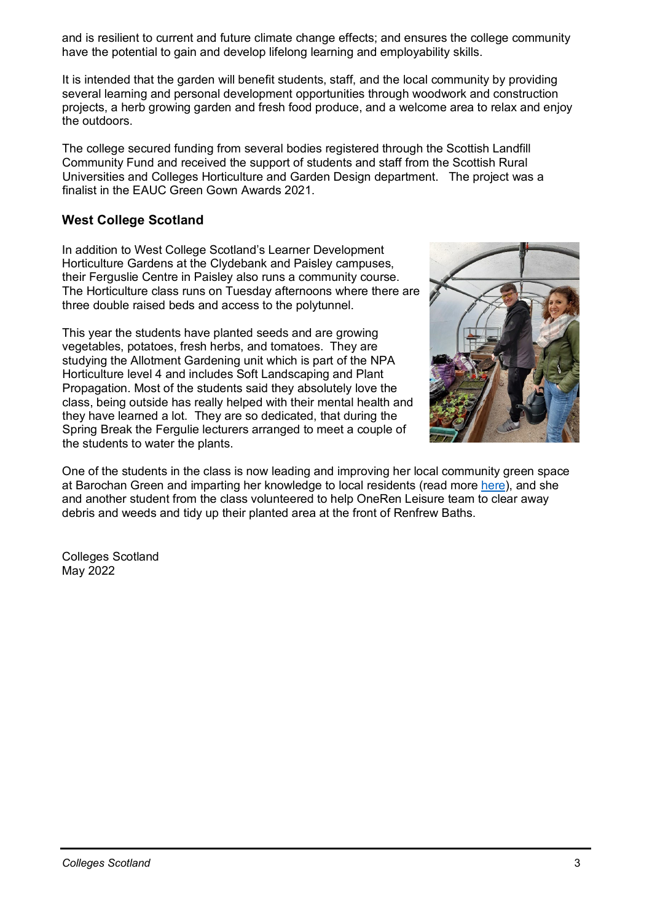and is resilient to current and future climate change effects; and ensures the college community have the potential to gain and develop lifelong learning and employability skills.

It is intended that the garden will benefit students, staff, and the local community by providing several learning and personal development opportunities through woodwork and construction projects, a herb growing garden and fresh food produce, and a welcome area to relax and enjoy the outdoors.

The college secured funding from several bodies registered through the Scottish Landfill Community Fund and received the support of students and staff from the Scottish Rural Universities and Colleges Horticulture and Garden Design department. The project was a finalist in the EAUC Green Gown Awards 2021.

### West College Scotland

In addition to West College Scotland's Learner Development Horticulture Gardens at the Clydebank and Paisley campuses, their Ferguslie Centre in Paisley also runs a community course. The Horticulture class runs on Tuesday afternoons where there are three double raised beds and access to the polytunnel.

This year the students have planted seeds and are growing vegetables, potatoes, fresh herbs, and tomatoes. They are studying the Allotment Gardening unit which is part of the NPA Horticulture level 4 and includes Soft Landscaping and Plant Propagation. Most of the students said they absolutely love the class, being outside has really helped with their mental health and they have learned a lot. They are so dedicated, that during the Spring Break the Fergulie lecturers arranged to meet a couple of the students to water the plants.

One of the students in the class is now leading and improving her local community green space at Barochan Green and imparting her knowledge to local residents (read more here), and she and another student from the class volunteered to help OneRen Leisure team to clear away debris and weeds and tidy up their planted area at the front of Renfrew Baths.

Colleges Scotland
May 2022